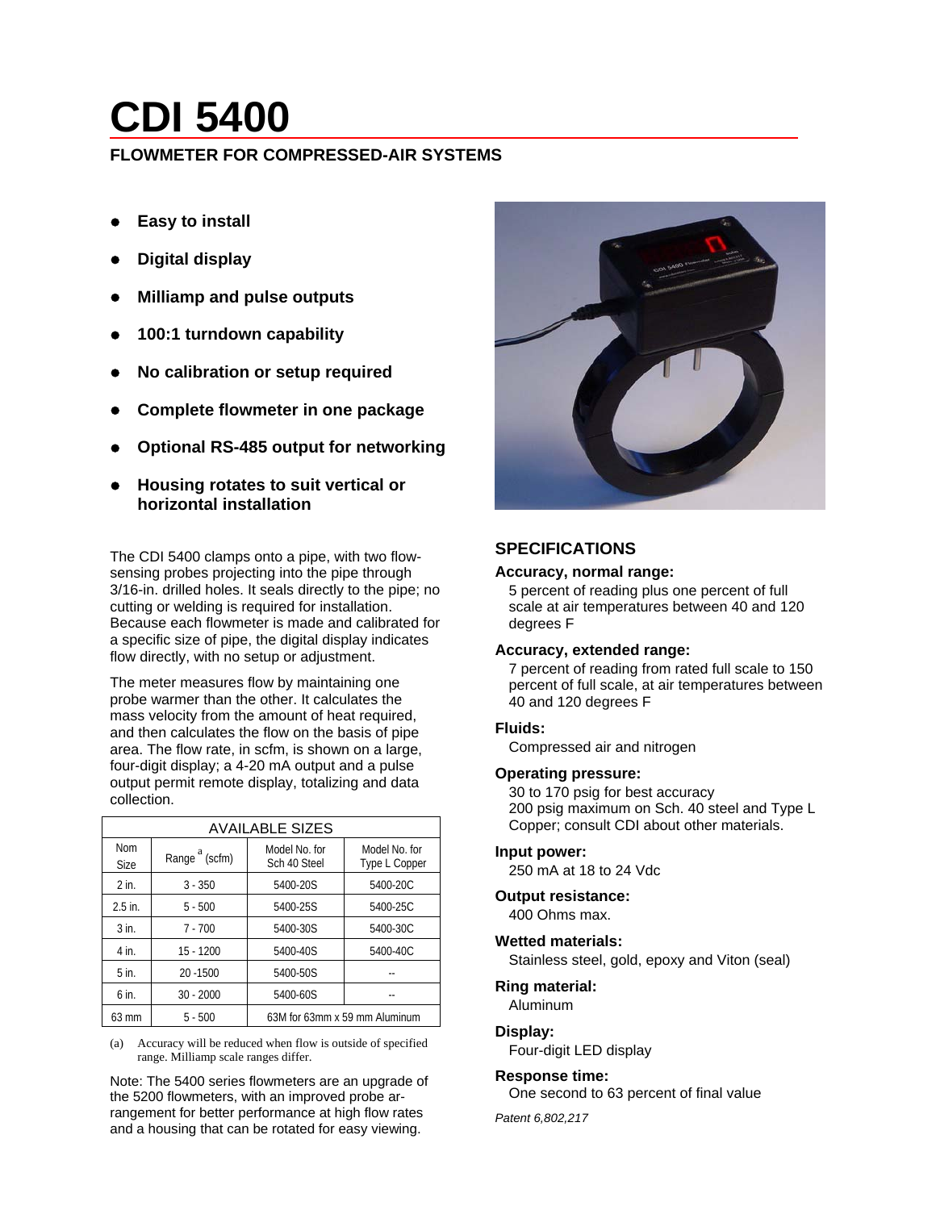# CDI 5400

## FLOWMETER FOR COMPRESSED-AIR SYSTEMS

- **Easy to install**
- **Digital display**
- **Milliamp and pulse outputs**
- **100:1 turndown capability**
- **No calibration or setup required**
- **Complete flowmeter in one package**
- **Optional RS-485 output for networking**
- **Housing rotates to suit vertical or horizontal installation**

The CDI 5400 clamps onto a pipe, with two flow-sensing probes projecting into the pipe through 3/16-in. drilled holes. It seals directly to the pipe; no cutting or welding is required for installation. Because each flowmeter is made and calibrated for a specific size of pipe, the digital display indicates flow directly, with no setup or adjustment.

The meter measures flow by maintaining one probe warmer than the other. It calculates the mass velocity from the amount of heat required, and then calculates the flow on the basis of pipe area. The flow rate, in scfm, is shown on a large, four-digit display; a 4-20 mA output and a pulse output permit remote display, totalizing and data collection.

| AVAILABLE SIZES | | | |
|---|---|---|---|
| Nom Size | Range [a] (scfm) | Model No. for Sch 40 Steel | Model No. for Type L Copper |
| 2 in. | 3 - 350 | 5400-20S | 5400-20C |
| 2.5 in. | 5 - 500 | 5400-25S | 5400-25C |
| 3 in. | 7 - 700 | 5400-30S | 5400-30C |
| 4 in. | 15 - 1200 | 5400-40S | 5400-40C |
| 5 in. | 20 -1500 | 5400-50S | -- |
| 6 in. | 30 - 2000 | 5400-60S | -- |
| 63 mm | 5 - 500 | 63M for 63mm x 59 mm Aluminum | |

(a) Accuracy will be reduced when flow is outside of specified range. Milliamp scale ranges differ.

Note: The 5400 series flowmeters are an upgrade of the 5200 flowmeters, with an improved probe arrangement for better performance at high flow rates and a housing that can be rotated for easy viewing.

## SPECIFICATIONS

**Accuracy, normal range:**
5 percent of reading plus one percent of full scale at air temperatures between 40 and 120 degrees F

**Accuracy, extended range:**
7 percent of reading from rated full scale to 150 percent of full scale, at air temperatures between 40 and 120 degrees F

**Fluids:**
Compressed air and nitrogen

**Operating pressure:**
30 to 170 psig for best accuracy
200 psig maximum on Sch. 40 steel and Type L Copper; consult CDI about other materials.

**Input power:**
250 mA at 18 to 24 Vdc

**Output resistance:**
400 Ohms max.

**Wetted materials:**
Stainless steel, gold, epoxy and Viton (seal)

**Ring material:**
Aluminum

**Display:**
Four-digit LED display

**Response time:**
One second to 63 percent of final value

*Patent 6,802,217*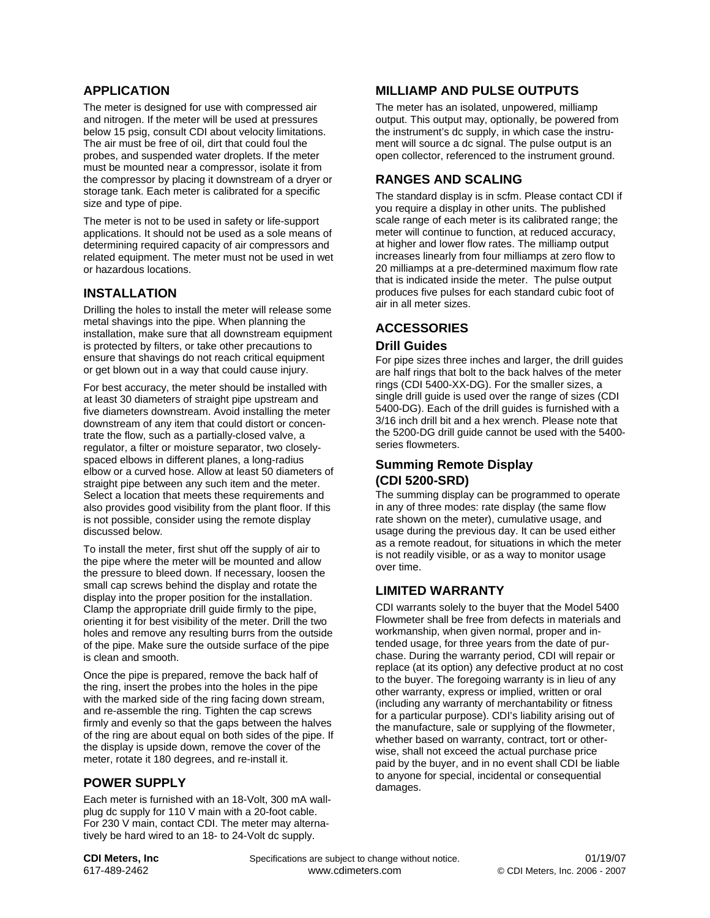## APPLICATION

The meter is designed for use with compressed air and nitrogen. If the meter will be used at pressures below 15 psig, consult CDI about velocity limitations. The air must be free of oil, dirt that could foul the probes, and suspended water droplets. If the meter must be mounted near a compressor, isolate it from the compressor by placing it downstream of a dryer or storage tank. Each meter is calibrated for a specific size and type of pipe.

The meter is not to be used in safety or life-support applications. It should not be used as a sole means of determining required capacity of air compressors and related equipment. The meter must not be used in wet or hazardous locations.

## INSTALLATION

Drilling the holes to install the meter will release some metal shavings into the pipe. When planning the installation, make sure that all downstream equipment is protected by filters, or take other precautions to ensure that shavings do not reach critical equipment or get blown out in a way that could cause injury.

For best accuracy, the meter should be installed with at least 30 diameters of straight pipe upstream and five diameters downstream. Avoid installing the meter downstream of any item that could distort or concentrate the flow, such as a partially-closed valve, a regulator, a filter or moisture separator, two closely-spaced elbows in different planes, a long-radius elbow or a curved hose. Allow at least 50 diameters of straight pipe between any such item and the meter. Select a location that meets these requirements and also provides good visibility from the plant floor. If this is not possible, consider using the remote display discussed below.

To install the meter, first shut off the supply of air to the pipe where the meter will be mounted and allow the pressure to bleed down. If necessary, loosen the small cap screws behind the display and rotate the display into the proper position for the installation. Clamp the appropriate drill guide firmly to the pipe, orienting it for best visibility of the meter. Drill the two holes and remove any resulting burrs from the outside of the pipe. Make sure the outside surface of the pipe is clean and smooth.

Once the pipe is prepared, remove the back half of the ring, insert the probes into the holes in the pipe with the marked side of the ring facing down stream, and re-assemble the ring. Tighten the cap screws firmly and evenly so that the gaps between the halves of the ring are about equal on both sides of the pipe. If the display is upside down, remove the cover of the meter, rotate it 180 degrees, and re-install it.

## POWER SUPPLY

Each meter is furnished with an 18-Volt, 300 mA wall-plug dc supply for 110 V main with a 20-foot cable. For 230 V main, contact CDI. The meter may alternatively be hard wired to an 18- to 24-Volt dc supply.

## MILLIAMP AND PULSE OUTPUTS

The meter has an isolated, unpowered, milliamp output. This output may, optionally, be powered from the instrument's dc supply, in which case the instrument will source a dc signal. The pulse output is an open collector, referenced to the instrument ground.

## RANGES AND SCALING

The standard display is in scfm. Please contact CDI if you require a display in other units. The published scale range of each meter is its calibrated range; the meter will continue to function, at reduced accuracy, at higher and lower flow rates. The milliamp output increases linearly from four milliamps at zero flow to 20 milliamps at a pre-determined maximum flow rate that is indicated inside the meter. The pulse output produces five pulses for each standard cubic foot of air in all meter sizes.

## ACCESSORIES

### Drill Guides

For pipe sizes three inches and larger, the drill guides are half rings that bolt to the back halves of the meter rings (CDI 5400-XX-DG). For the smaller sizes, a single drill guide is used over the range of sizes (CDI 5400-DG). Each of the drill guides is furnished with a 3/16 inch drill bit and a hex wrench. Please note that the 5200-DG drill guide cannot be used with the 5400-series flowmeters.

### Summing Remote Display (CDI 5200-SRD)

The summing display can be programmed to operate in any of three modes: rate display (the same flow rate shown on the meter), cumulative usage, and usage during the previous day. It can be used either as a remote readout, for situations in which the meter is not readily visible, or as a way to monitor usage over time.

## LIMITED WARRANTY

CDI warrants solely to the buyer that the Model 5400 Flowmeter shall be free from defects in materials and workmanship, when given normal, proper and intended usage, for three years from the date of purchase. During the warranty period, CDI will repair or replace (at its option) any defective product at no cost to the buyer. The foregoing warranty is in lieu of any other warranty, express or implied, written or oral (including any warranty of merchantability or fitness for a particular purpose). CDI's liability arising out of the manufacture, sale or supplying of the flowmeter, whether based on warranty, contract, tort or otherwise, shall not exceed the actual purchase price paid by the buyer, and in no event shall CDI be liable to anyone for special, incidental or consequential damages.

**CDI Meters, Inc**
617-489-2462

Specifications are subject to change without notice.
www.cdimeters.com

01/19/07
© CDI Meters, Inc. 2006 - 2007